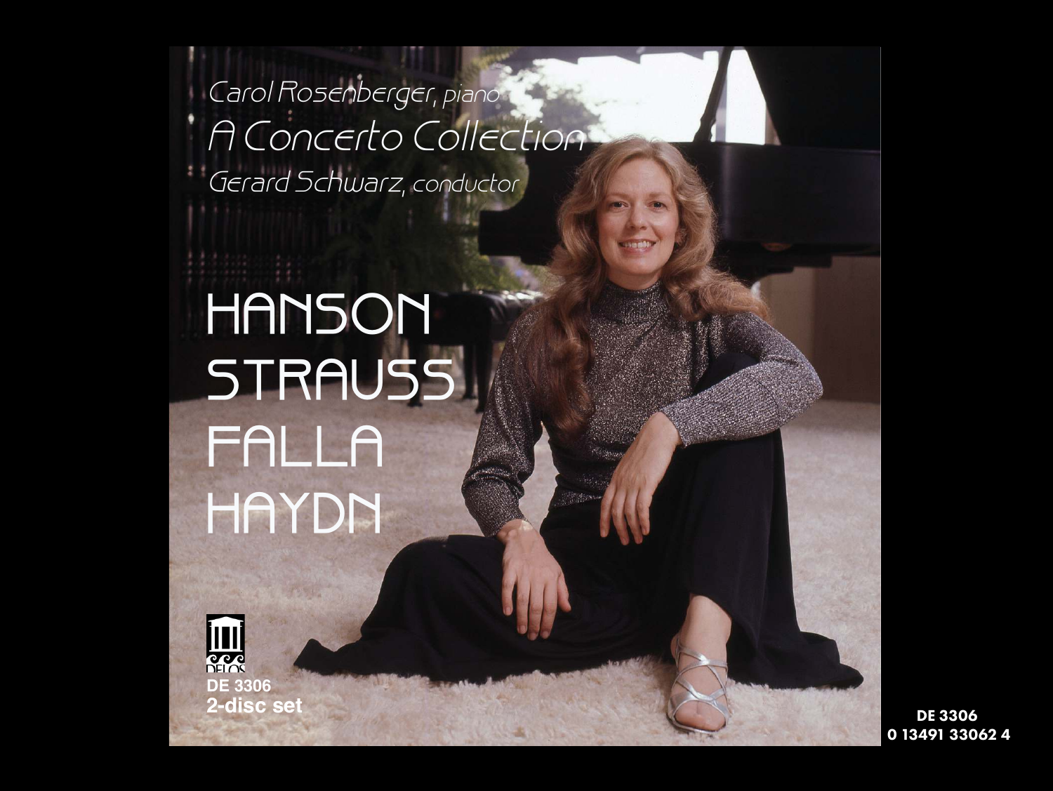*Carol Rosenberger, piano*

# *A Concerto Collection*

*Gerard Schwarz, conductor*

## HANSON
## STRAUSS
## FALLA
## HAYDN

DELOS

**DE 3306**
**2-disc set**

**DE 3306**
**0 13491 33062 4**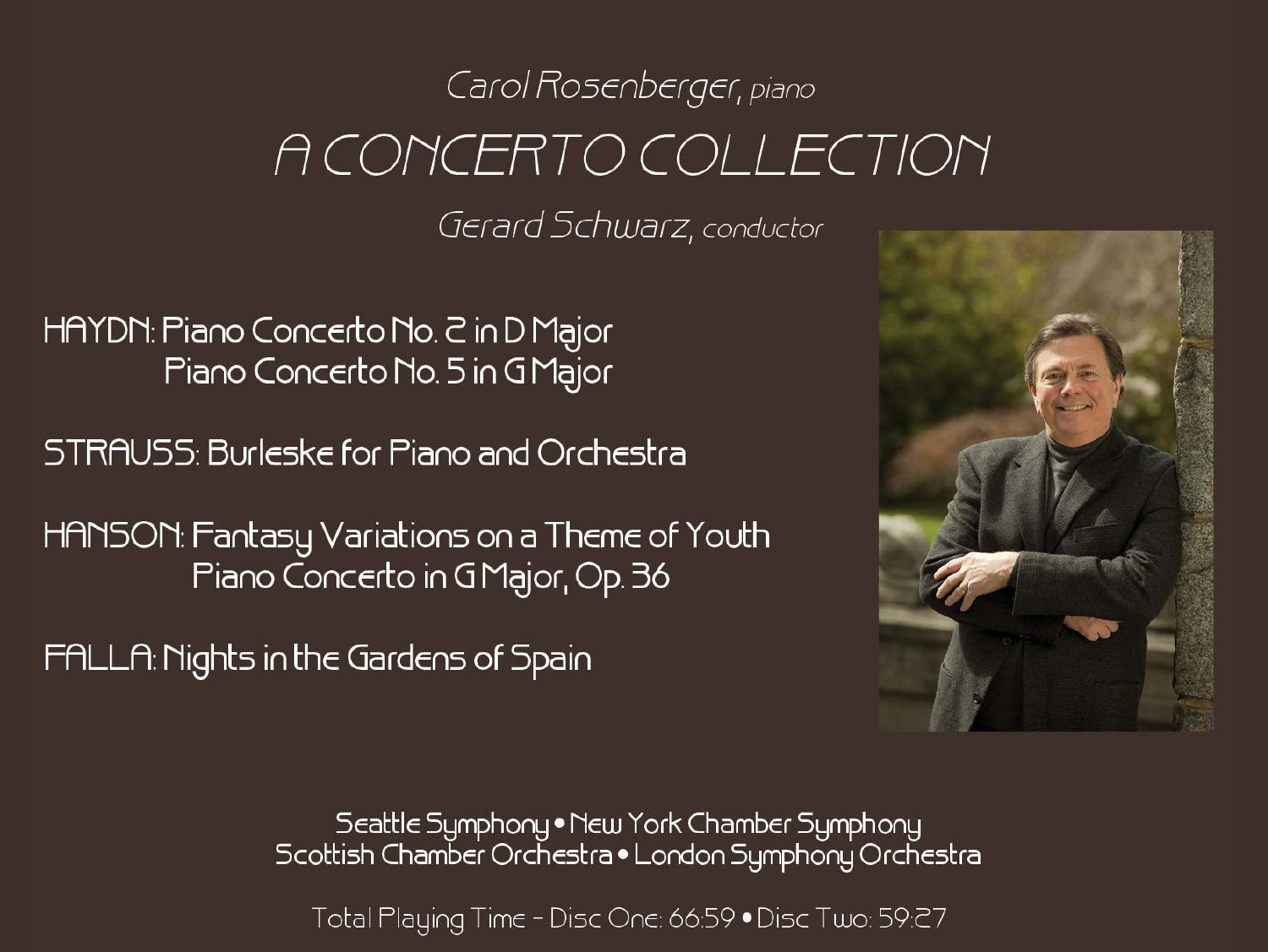*Carol Rosenberger, piano*

# A CONCERTO COLLECTION

*Gerard Schwarz, conductor*

HAYDN: Piano Concerto No. 2 in D Major
Piano Concerto No. 5 in G Major

STRAUSS: Burleske for Piano and Orchestra

HANSON: Fantasy Variations on a Theme of Youth
Piano Concerto in G Major, Op. 36

FALLA: Nights in the Gardens of Spain

Seattle Symphony • New York Chamber Symphony
Scottish Chamber Orchestra • London Symphony Orchestra

Total Playing Time – Disc One: 66:59 • Disc Two: 59:27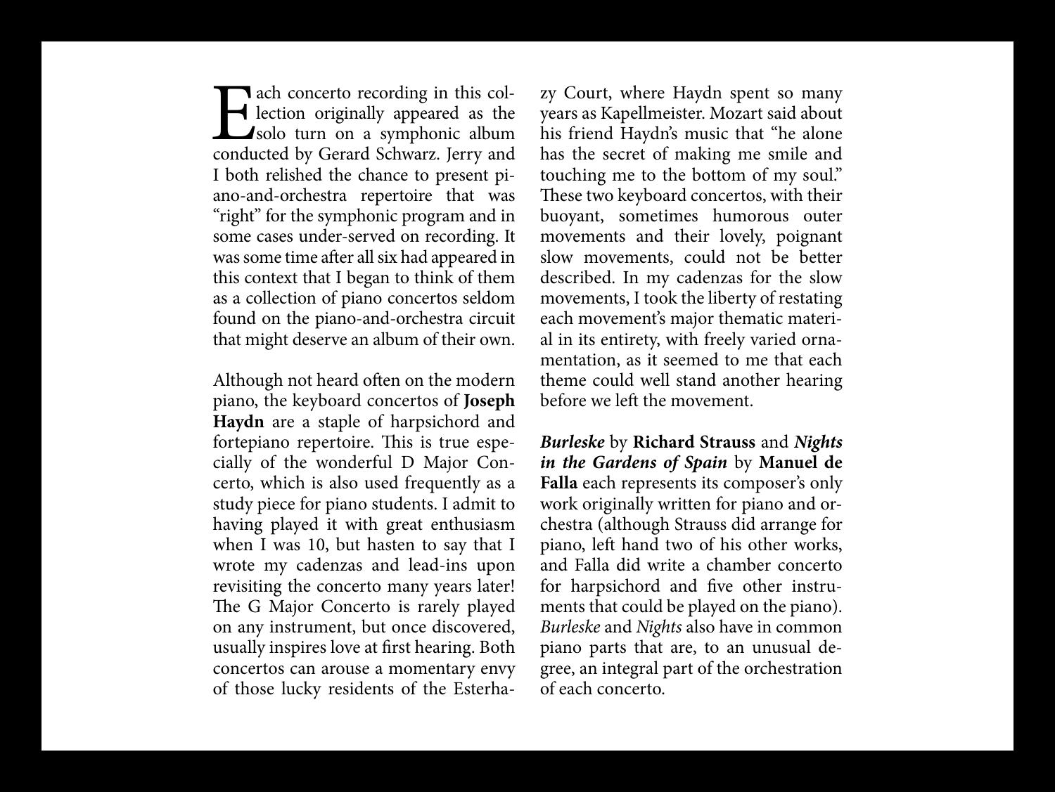Each concerto recording in this collection originally appeared as the solo turn on a symphonic album conducted by Gerard Schwarz. Jerry and I both relished the chance to present piano-and-orchestra repertoire that was "right" for the symphonic program and in some cases under-served on recording. It was some time after all six had appeared in this context that I began to think of them as a collection of piano concertos seldom found on the piano-and-orchestra circuit that might deserve an album of their own.

Although not heard often on the modern piano, the keyboard concertos of **Joseph Haydn** are a staple of harpsichord and fortepiano repertoire. This is true especially of the wonderful D Major Concerto, which is also used frequently as a study piece for piano students. I admit to having played it with great enthusiasm when I was 10, but hasten to say that I wrote my cadenzas and lead-ins upon revisiting the concerto many years later! The G Major Concerto is rarely played on any instrument, but once discovered, usually inspires love at first hearing. Both concertos can arouse a momentary envy of those lucky residents of the Esterhazy Court, where Haydn spent so many years as Kapellmeister. Mozart said about his friend Haydn's music that "he alone has the secret of making me smile and touching me to the bottom of my soul." These two keyboard concertos, with their buoyant, sometimes humorous outer movements and their lovely, poignant slow movements, could not be better described. In my cadenzas for the slow movements, I took the liberty of restating each movement's major thematic material in its entirety, with freely varied ornamentation, as it seemed to me that each theme could well stand another hearing before we left the movement.

***Burleske*** by **Richard Strauss** and ***Nights in the Gardens of Spain*** by **Manuel de Falla** each represents its composer's only work originally written for piano and orchestra (although Strauss did arrange for piano, left hand two of his other works, and Falla did write a chamber concerto for harpsichord and five other instruments that could be played on the piano). *Burleske* and *Nights* also have in common piano parts that are, to an unusual degree, an integral part of the orchestration of each concerto.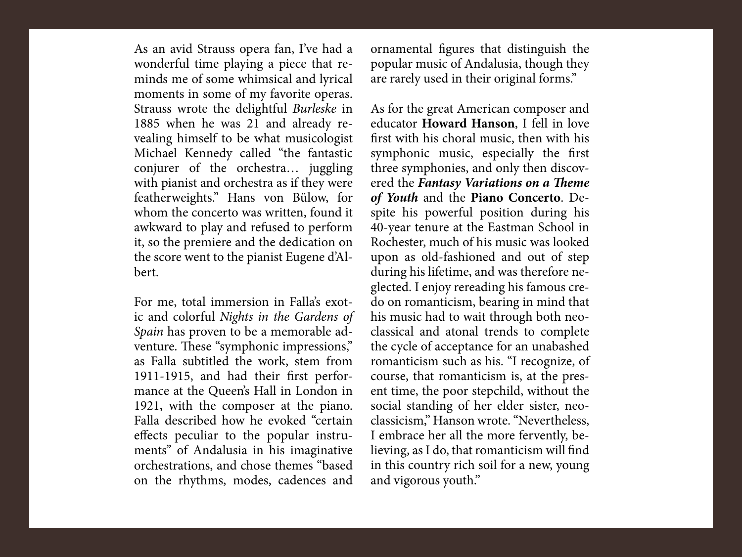As an avid Strauss opera fan, I've had a wonderful time playing a piece that reminds me of some whimsical and lyrical moments in some of my favorite operas. Strauss wrote the delightful *Burleske* in 1885 when he was 21 and already revealing himself to be what musicologist Michael Kennedy called "the fantastic conjurer of the orchestra… juggling with pianist and orchestra as if they were featherweights." Hans von Bülow, for whom the concerto was written, found it awkward to play and refused to perform it, so the premiere and the dedication on the score went to the pianist Eugene d'Albert.

For me, total immersion in Falla's exotic and colorful *Nights in the Gardens of Spain* has proven to be a memorable adventure. These "symphonic impressions," as Falla subtitled the work, stem from 1911-1915, and had their first performance at the Queen's Hall in London in 1921, with the composer at the piano. Falla described how he evoked "certain effects peculiar to the popular instruments" of Andalusia in his imaginative orchestrations, and chose themes "based on the rhythms, modes, cadences and ornamental figures that distinguish the popular music of Andalusia, though they are rarely used in their original forms."

As for the great American composer and educator **Howard Hanson**, I fell in love first with his choral music, then with his symphonic music, especially the first three symphonies, and only then discovered the ***Fantasy Variations on a Theme of Youth*** and the **Piano Concerto**. Despite his powerful position during his 40-year tenure at the Eastman School in Rochester, much of his music was looked upon as old-fashioned and out of step during his lifetime, and was therefore neglected. I enjoy rereading his famous credo on romanticism, bearing in mind that his music had to wait through both neoclassical and atonal trends to complete the cycle of acceptance for an unabashed romanticism such as his. "I recognize, of course, that romanticism is, at the present time, the poor stepchild, without the social standing of her elder sister, neoclassicism," Hanson wrote. "Nevertheless, I embrace her all the more fervently, believing, as I do, that romanticism will find in this country rich soil for a new, young and vigorous youth."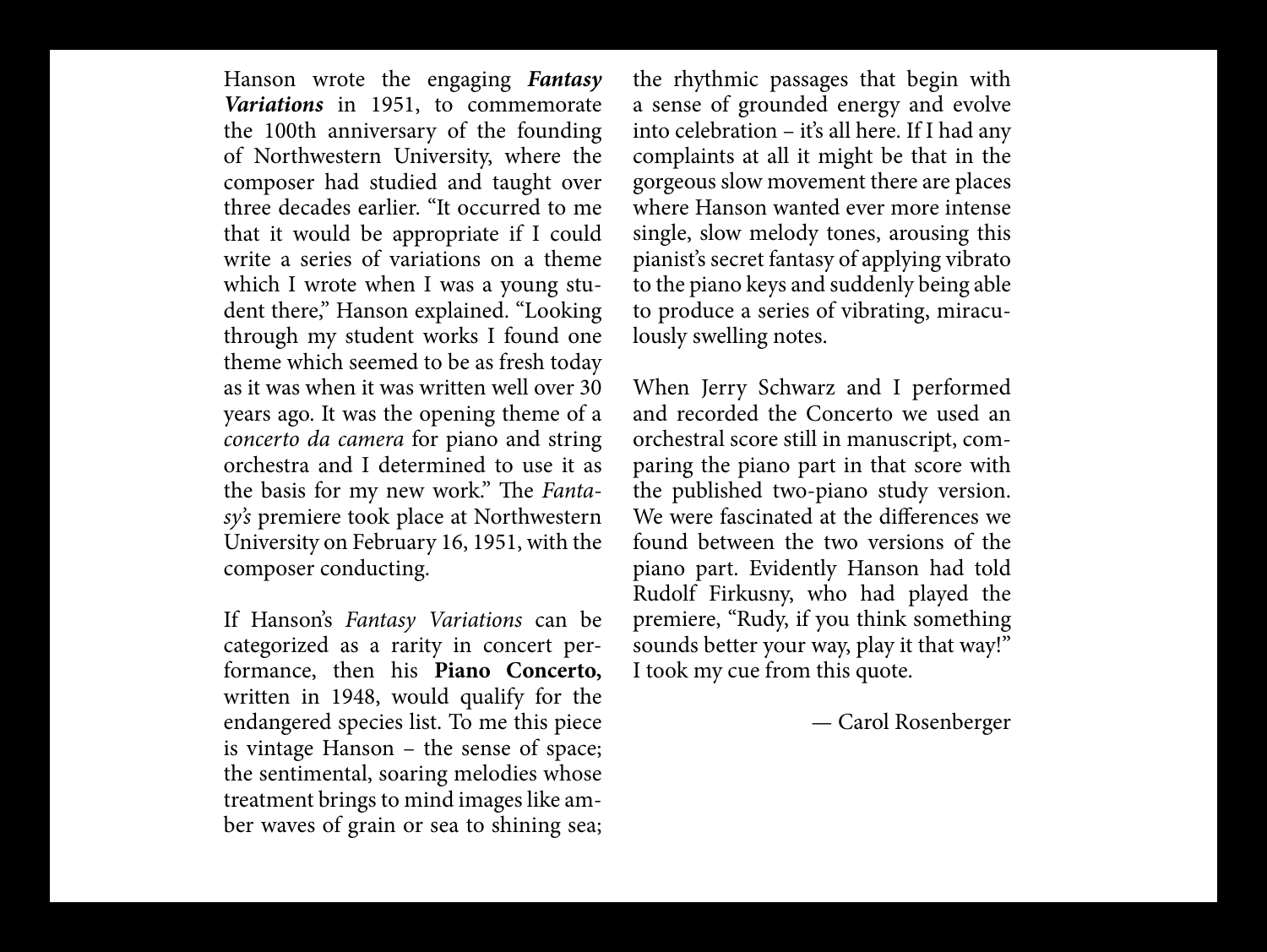Hanson wrote the engaging ***Fantasy Variations*** in 1951, to commemorate the 100th anniversary of the founding of Northwestern University, where the composer had studied and taught over three decades earlier. "It occurred to me that it would be appropriate if I could write a series of variations on a theme which I wrote when I was a young student there," Hanson explained. "Looking through my student works I found one theme which seemed to be as fresh today as it was when it was written well over 30 years ago. It was the opening theme of a *concerto da camera* for piano and string orchestra and I determined to use it as the basis for my new work." The *Fantasy's* premiere took place at Northwestern University on February 16, 1951, with the composer conducting.

If Hanson's *Fantasy Variations* can be categorized as a rarity in concert performance, then his **Piano Concerto,** written in 1948, would qualify for the endangered species list. To me this piece is vintage Hanson – the sense of space; the sentimental, soaring melodies whose treatment brings to mind images like amber waves of grain or sea to shining sea; the rhythmic passages that begin with a sense of grounded energy and evolve into celebration – it's all here. If I had any complaints at all it might be that in the gorgeous slow movement there are places where Hanson wanted ever more intense single, slow melody tones, arousing this pianist's secret fantasy of applying vibrato to the piano keys and suddenly being able to produce a series of vibrating, miraculously swelling notes.

When Jerry Schwarz and I performed and recorded the Concerto we used an orchestral score still in manuscript, comparing the piano part in that score with the published two-piano study version. We were fascinated at the differences we found between the two versions of the piano part. Evidently Hanson had told Rudolf Firkusny, who had played the premiere, "Rudy, if you think something sounds better your way, play it that way!" I took my cue from this quote.

— Carol Rosenberger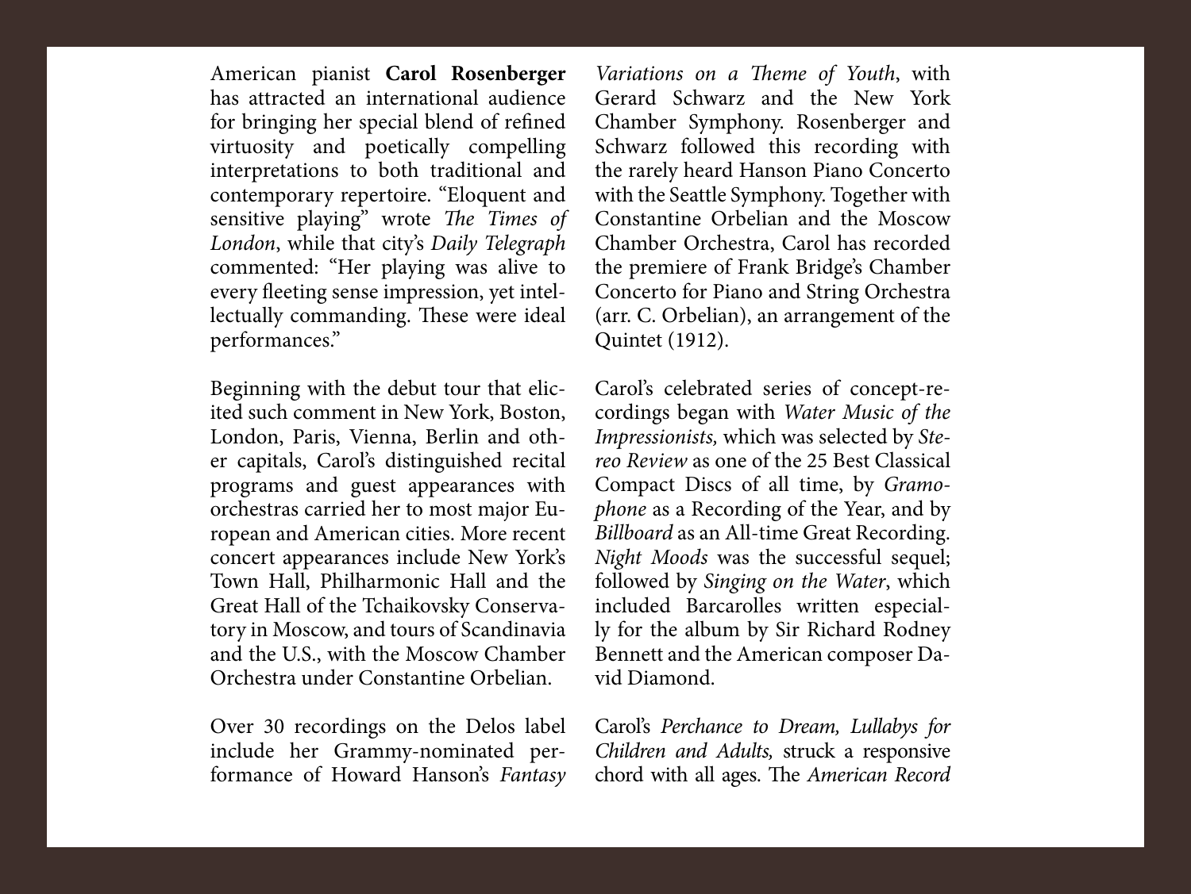American pianist **Carol Rosenberger** has attracted an international audience for bringing her special blend of refined virtuosity and poetically compelling interpretations to both traditional and contemporary repertoire. "Eloquent and sensitive playing" wrote *The Times of London*, while that city's *Daily Telegraph* commented: "Her playing was alive to every fleeting sense impression, yet intellectually commanding. These were ideal performances."

Beginning with the debut tour that elicited such comment in New York, Boston, London, Paris, Vienna, Berlin and other capitals, Carol's distinguished recital programs and guest appearances with orchestras carried her to most major European and American cities. More recent concert appearances include New York's Town Hall, Philharmonic Hall and the Great Hall of the Tchaikovsky Conservatory in Moscow, and tours of Scandinavia and the U.S., with the Moscow Chamber Orchestra under Constantine Orbelian.

Over 30 recordings on the Delos label include her Grammy-nominated performance of Howard Hanson's *Fantasy Variations on a Theme of Youth*, with Gerard Schwarz and the New York Chamber Symphony. Rosenberger and Schwarz followed this recording with the rarely heard Hanson Piano Concerto with the Seattle Symphony. Together with Constantine Orbelian and the Moscow Chamber Orchestra, Carol has recorded the premiere of Frank Bridge's Chamber Concerto for Piano and String Orchestra (arr. C. Orbelian), an arrangement of the Quintet (1912).

Carol's celebrated series of concept-recordings began with *Water Music of the Impressionists,* which was selected by *Stereo Review* as one of the 25 Best Classical Compact Discs of all time, by *Gramophone* as a Recording of the Year, and by *Billboard* as an All-time Great Recording. *Night Moods* was the successful sequel; followed by *Singing on the Water*, which included Barcarolles written especially for the album by Sir Richard Rodney Bennett and the American composer David Diamond.

Carol's *Perchance to Dream, Lullabys for Children and Adults,* struck a responsive chord with all ages. The *American Record*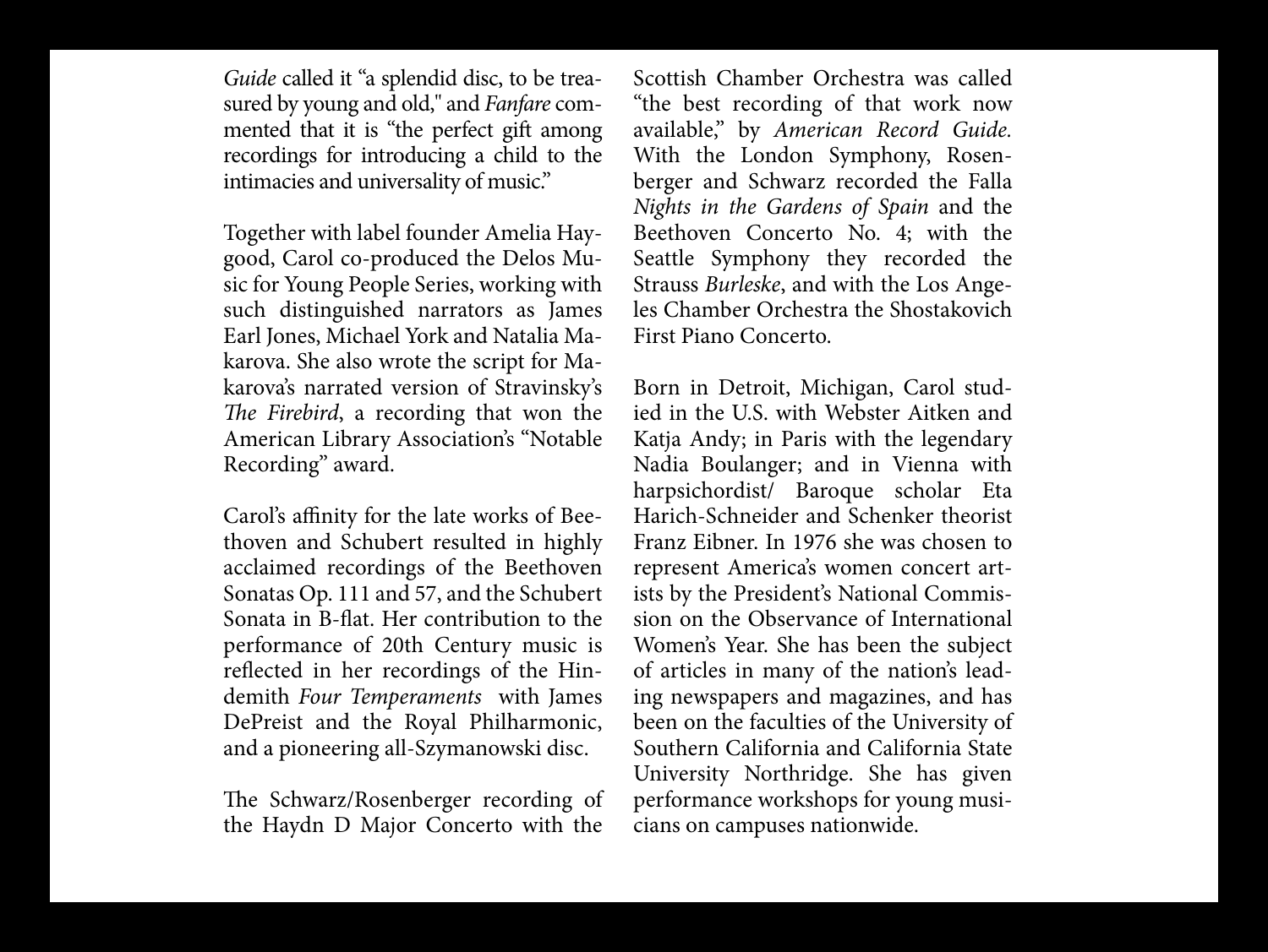*Guide* called it "a splendid disc, to be treasured by young and old," and *Fanfare* commented that it is "the perfect gift among recordings for introducing a child to the intimacies and universality of music."

Together with label founder Amelia Haygood, Carol co-produced the Delos Music for Young People Series, working with such distinguished narrators as James Earl Jones, Michael York and Natalia Makarova. She also wrote the script for Makarova's narrated version of Stravinsky's *The Firebird*, a recording that won the American Library Association's "Notable Recording" award.

Carol's affinity for the late works of Beethoven and Schubert resulted in highly acclaimed recordings of the Beethoven Sonatas Op. 111 and 57, and the Schubert Sonata in B-flat. Her contribution to the performance of 20th Century music is reflected in her recordings of the Hindemith *Four Temperaments* with James DePreist and the Royal Philharmonic, and a pioneering all-Szymanowski disc.

The Schwarz/Rosenberger recording of the Haydn D Major Concerto with the Scottish Chamber Orchestra was called "the best recording of that work now available," by *American Record Guide*. With the London Symphony, Rosenberger and Schwarz recorded the Falla *Nights in the Gardens of Spain* and the Beethoven Concerto No. 4; with the Seattle Symphony they recorded the Strauss *Burleske*, and with the Los Angeles Chamber Orchestra the Shostakovich First Piano Concerto.

Born in Detroit, Michigan, Carol studied in the U.S. with Webster Aitken and Katja Andy; in Paris with the legendary Nadia Boulanger; and in Vienna with harpsichordist/ Baroque scholar Eta Harich-Schneider and Schenker theorist Franz Eibner. In 1976 she was chosen to represent America's women concert artists by the President's National Commission on the Observance of International Women's Year. She has been the subject of articles in many of the nation's leading newspapers and magazines, and has been on the faculties of the University of Southern California and California State University Northridge. She has given performance workshops for young musicians on campuses nationwide.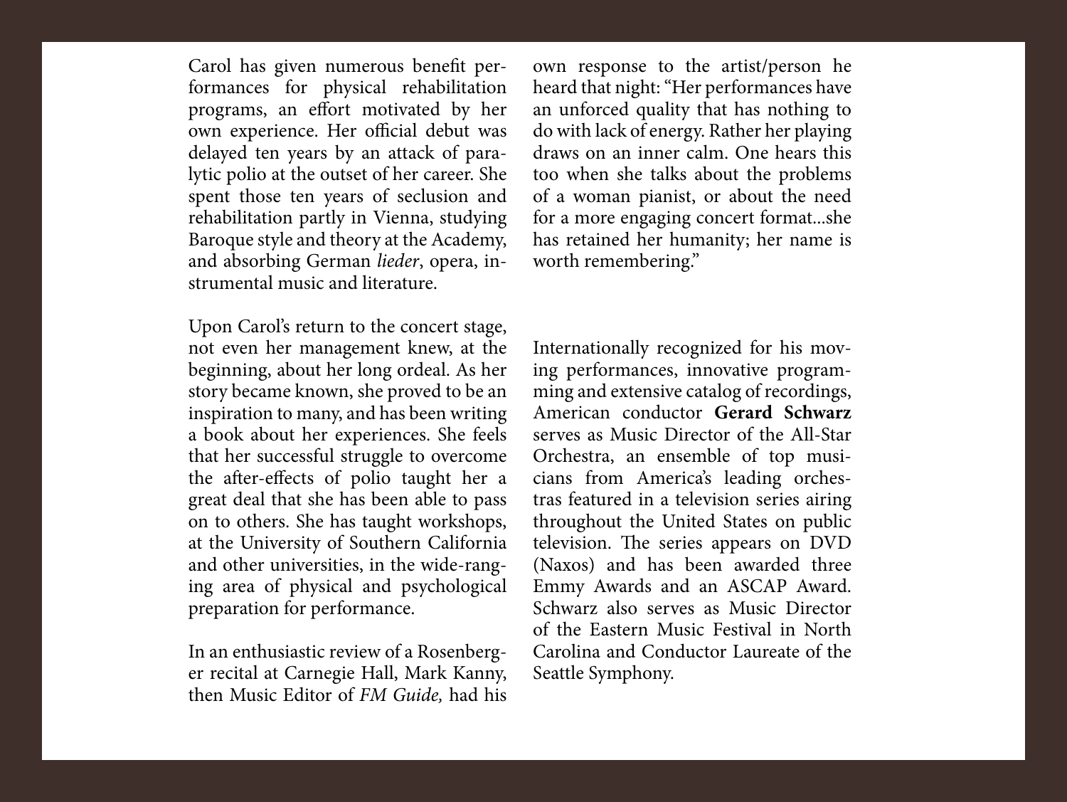Carol has given numerous benefit performances for physical rehabilitation programs, an effort motivated by her own experience. Her official debut was delayed ten years by an attack of paralytic polio at the outset of her career. She spent those ten years of seclusion and rehabilitation partly in Vienna, studying Baroque style and theory at the Academy, and absorbing German *lieder*, opera, instrumental music and literature.

Upon Carol's return to the concert stage, not even her management knew, at the beginning, about her long ordeal. As her story became known, she proved to be an inspiration to many, and has been writing a book about her experiences. She feels that her successful struggle to overcome the after-effects of polio taught her a great deal that she has been able to pass on to others. She has taught workshops, at the University of Southern California and other universities, in the wide-ranging area of physical and psychological preparation for performance.

In an enthusiastic review of a Rosenberger recital at Carnegie Hall, Mark Kanny, then Music Editor of *FM Guide,* had his own response to the artist/person he heard that night: "Her performances have an unforced quality that has nothing to do with lack of energy. Rather her playing draws on an inner calm. One hears this too when she talks about the problems of a woman pianist, or about the need for a more engaging concert format...she has retained her humanity; her name is worth remembering."

Internationally recognized for his moving performances, innovative programming and extensive catalog of recordings, American conductor **Gerard Schwarz** serves as Music Director of the All-Star Orchestra, an ensemble of top musicians from America's leading orchestras featured in a television series airing throughout the United States on public television. The series appears on DVD (Naxos) and has been awarded three Emmy Awards and an ASCAP Award. Schwarz also serves as Music Director of the Eastern Music Festival in North Carolina and Conductor Laureate of the Seattle Symphony.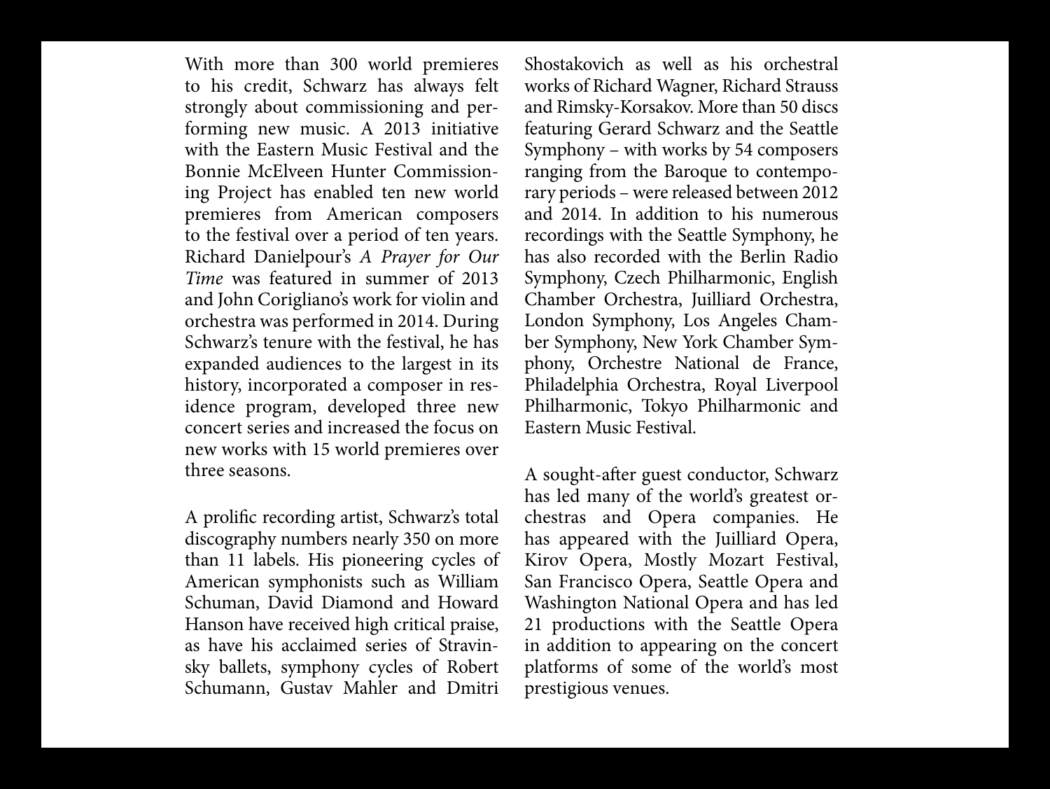With more than 300 world premieres to his credit, Schwarz has always felt strongly about commissioning and performing new music. A 2013 initiative with the Eastern Music Festival and the Bonnie McElveen Hunter Commissioning Project has enabled ten new world premieres from American composers to the festival over a period of ten years. Richard Danielpour's *A Prayer for Our Time* was featured in summer of 2013 and John Corigliano's work for violin and orchestra was performed in 2014. During Schwarz's tenure with the festival, he has expanded audiences to the largest in its history, incorporated a composer in residence program, developed three new concert series and increased the focus on new works with 15 world premieres over three seasons.

A prolific recording artist, Schwarz's total discography numbers nearly 350 on more than 11 labels. His pioneering cycles of American symphonists such as William Schuman, David Diamond and Howard Hanson have received high critical praise, as have his acclaimed series of Stravinsky ballets, symphony cycles of Robert Schumann, Gustav Mahler and Dmitri Shostakovich as well as his orchestral works of Richard Wagner, Richard Strauss and Rimsky-Korsakov. More than 50 discs featuring Gerard Schwarz and the Seattle Symphony – with works by 54 composers ranging from the Baroque to contemporary periods – were released between 2012 and 2014. In addition to his numerous recordings with the Seattle Symphony, he has also recorded with the Berlin Radio Symphony, Czech Philharmonic, English Chamber Orchestra, Juilliard Orchestra, London Symphony, Los Angeles Chamber Symphony, New York Chamber Symphony, Orchestre National de France, Philadelphia Orchestra, Royal Liverpool Philharmonic, Tokyo Philharmonic and Eastern Music Festival.

A sought-after guest conductor, Schwarz has led many of the world's greatest orchestras and Opera companies. He has appeared with the Juilliard Opera, Kirov Opera, Mostly Mozart Festival, San Francisco Opera, Seattle Opera and Washington National Opera and has led 21 productions with the Seattle Opera in addition to appearing on the concert platforms of some of the world's most prestigious venues.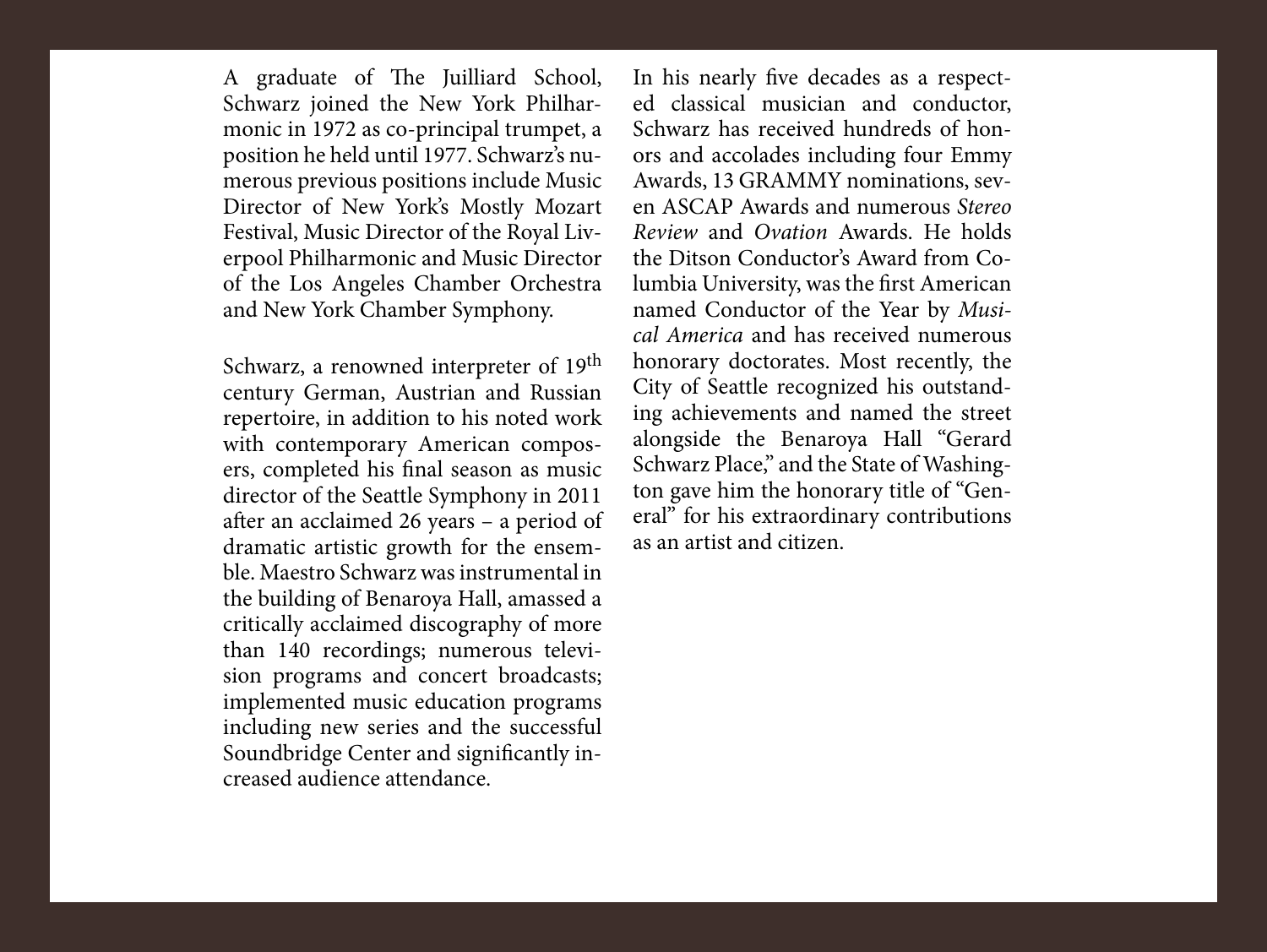A graduate of The Juilliard School, Schwarz joined the New York Philharmonic in 1972 as co-principal trumpet, a position he held until 1977. Schwarz's numerous previous positions include Music Director of New York's Mostly Mozart Festival, Music Director of the Royal Liverpool Philharmonic and Music Director of the Los Angeles Chamber Orchestra and New York Chamber Symphony.

Schwarz, a renowned interpreter of 19th century German, Austrian and Russian repertoire, in addition to his noted work with contemporary American composers, completed his final season as music director of the Seattle Symphony in 2011 after an acclaimed 26 years – a period of dramatic artistic growth for the ensemble. Maestro Schwarz was instrumental in the building of Benaroya Hall, amassed a critically acclaimed discography of more than 140 recordings; numerous television programs and concert broadcasts; implemented music education programs including new series and the successful Soundbridge Center and significantly increased audience attendance.

In his nearly five decades as a respected classical musician and conductor, Schwarz has received hundreds of honors and accolades including four Emmy Awards, 13 GRAMMY nominations, seven ASCAP Awards and numerous *Stereo Review* and *Ovation* Awards. He holds the Ditson Conductor's Award from Columbia University, was the first American named Conductor of the Year by *Musical America* and has received numerous honorary doctorates. Most recently, the City of Seattle recognized his outstanding achievements and named the street alongside the Benaroya Hall "Gerard Schwarz Place," and the State of Washington gave him the honorary title of "General" for his extraordinary contributions as an artist and citizen.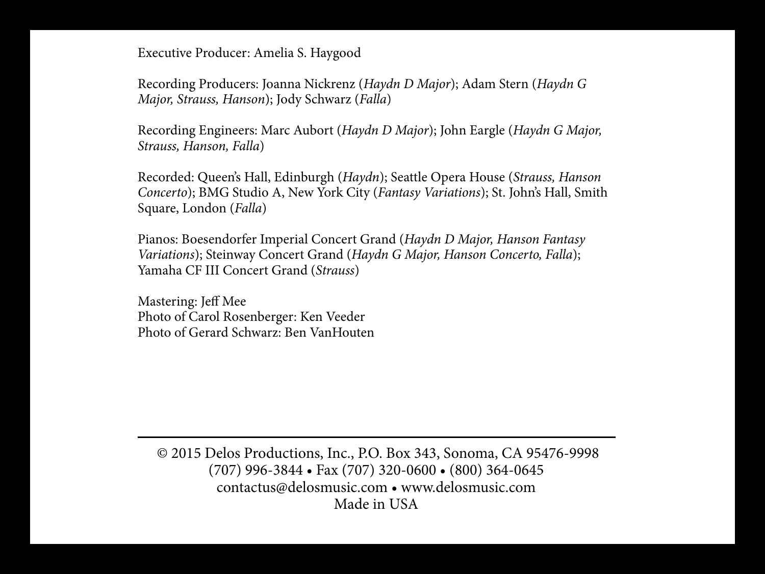Executive Producer: Amelia S. Haygood

Recording Producers: Joanna Nickrenz (*Haydn D Major*); Adam Stern (*Haydn G Major, Strauss, Hanson*); Jody Schwarz (*Falla*)

Recording Engineers: Marc Aubort (*Haydn D Major*); John Eargle (*Haydn G Major, Strauss, Hanson, Falla*)

Recorded: Queen's Hall, Edinburgh (*Haydn*); Seattle Opera House (*Strauss, Hanson Concerto*); BMG Studio A, New York City (*Fantasy Variations*); St. John's Hall, Smith Square, London (*Falla*)

Pianos: Boesendorfer Imperial Concert Grand (*Haydn D Major, Hanson Fantasy Variations*); Steinway Concert Grand (*Haydn G Major, Hanson Concerto, Falla*); Yamaha CF III Concert Grand (*Strauss*)

Mastering: Jeff Mee
Photo of Carol Rosenberger: Ken Veeder
Photo of Gerard Schwarz: Ben VanHouten

---

© 2015 Delos Productions, Inc., P.O. Box 343, Sonoma, CA 95476-9998
(707) 996-3844 • Fax (707) 320-0600 • (800) 364-0645
contactus@delosmusic.com • www.delosmusic.com
Made in USA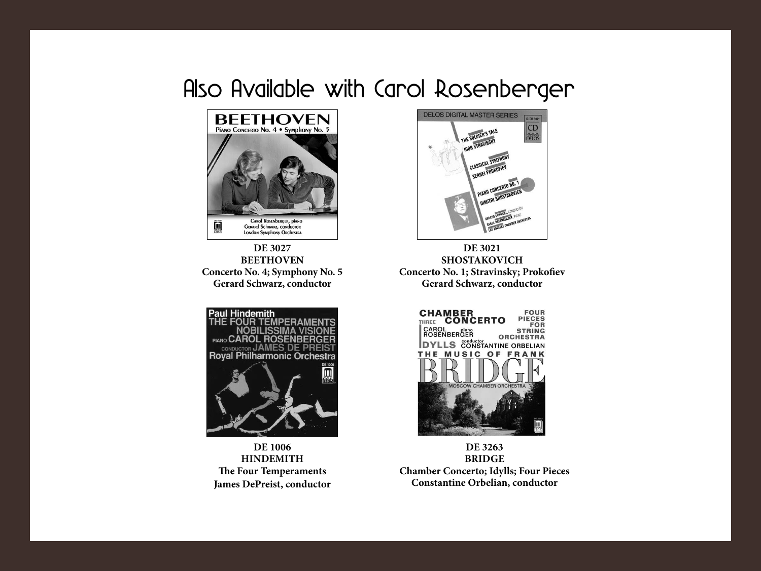# Also Available with Carol Rosenberger

**DE 3027**
**BEETHOVEN**
**Concerto No. 4; Symphony No. 5**
**Gerard Schwarz, conductor**

**DE 3021**
**SHOSTAKOVICH**
**Concerto No. 1; Stravinsky; Prokofiev**
**Gerard Schwarz, conductor**

**DE 1006**
**HINDEMITH**
**The Four Temperaments**
**James DePreist, conductor**

**DE 3263**
**BRIDGE**
**Chamber Concerto; Idylls; Four Pieces**
**Constantine Orbelian, conductor**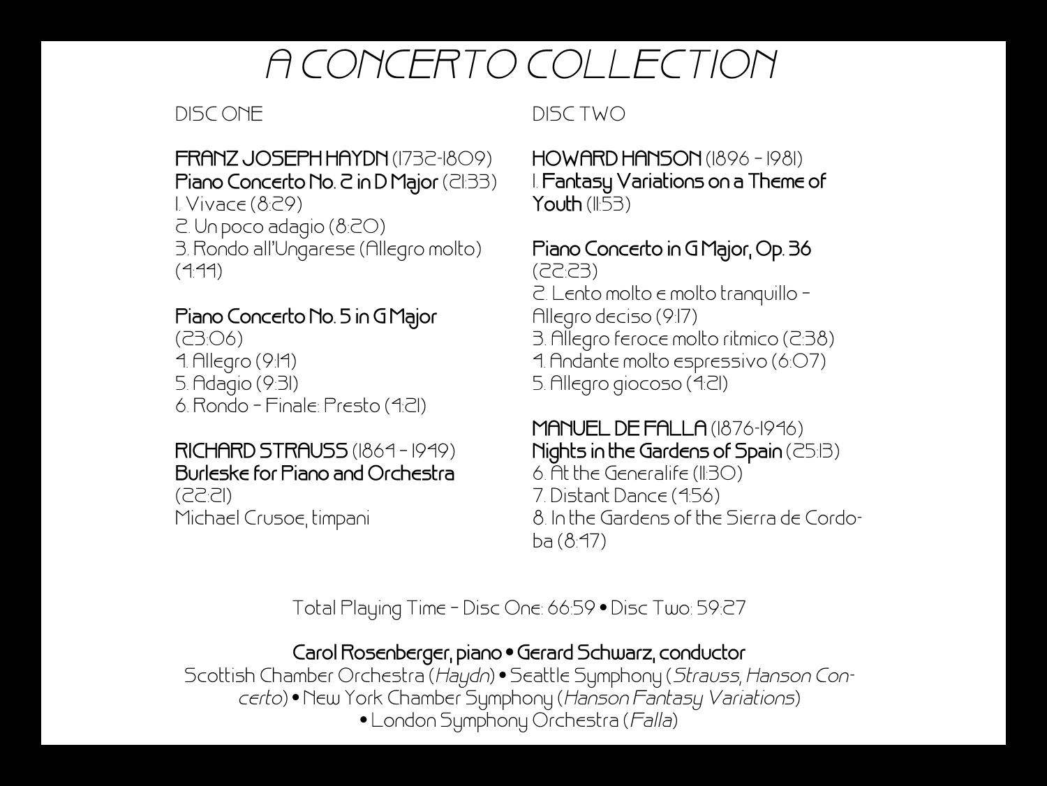# A CONCERTO COLLECTION

DISC ONE

**FRANZ JOSEPH HAYDN** (1732-1809)
**Piano Concerto No. 2 in D Major** (21:33)
1. Vivace (8:29)
2. Un poco adagio (8:20)
3. Rondo all'Ungarese (Allegro molto) (4:44)

**Piano Concerto No. 5 in G Major** (23:06)
4. Allegro (9:14)
5. Adagio (9:31)
6. Rondo – Finale: Presto (4:21)

**RICHARD STRAUSS** (1864 – 1949)
**Burleske for Piano and Orchestra** (22:21)
Michael Crusoe, timpani

DISC TWO

**HOWARD HANSON** (1896 – 1981)
1. **Fantasy Variations on a Theme of Youth** (11:53)

**Piano Concerto in G Major, Op. 36** (22:23)
2. Lento molto e molto tranquillo – Allegro deciso (9:17)
3. Allegro feroce molto ritmico (2:38)
4. Andante molto espressivo (6:07)
5. Allegro giocoso (4:21)

**MANUEL DE FALLA** (1876-1946)
**Nights in the Gardens of Spain** (25:13)
6. At the Generalife (11:30)
7. Distant Dance (4:56)
8. In the Gardens of the Sierra de Cordoba (8:47)

Total Playing Time – Disc One: 66:59 • Disc Two: 59:27

**Carol Rosenberger, piano • Gerard Schwarz, conductor**
Scottish Chamber Orchestra (*Haydn*) • Seattle Symphony (*Strauss, Hanson Concerto*) • New York Chamber Symphony (*Hanson Fantasy Variations*) • London Symphony Orchestra (*Falla*)